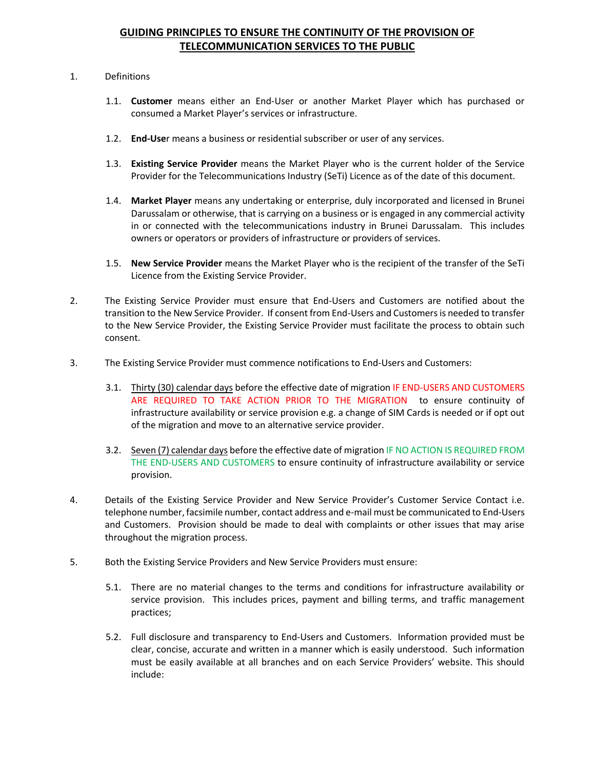# GUIDING PRINCIPLES TO ENSURE THE CONTINUITY OF THE PROVISION OF TELECOMMUNICATION SERVICES TO THE PUBLIC

1. Definitions

   1.1. **Customer** means either an End-User or another Market Player which has purchased or consumed a Market Player's services or infrastructure.

   1.2. **End-Use**r means a business or residential subscriber or user of any services.

   1.3. **Existing Service Provider** means the Market Player who is the current holder of the Service Provider for the Telecommunications Industry (SeTi) Licence as of the date of this document.

   1.4. **Market Player** means any undertaking or enterprise, duly incorporated and licensed in Brunei Darussalam or otherwise, that is carrying on a business or is engaged in any commercial activity in or connected with the telecommunications industry in Brunei Darussalam. This includes owners or operators or providers of infrastructure or providers of services.

   1.5. **New Service Provider** means the Market Player who is the recipient of the transfer of the SeTi Licence from the Existing Service Provider.

2. The Existing Service Provider must ensure that End-Users and Customers are notified about the transition to the New Service Provider. If consent from End-Users and Customers is needed to transfer to the New Service Provider, the Existing Service Provider must facilitate the process to obtain such consent.

3. The Existing Service Provider must commence notifications to End-Users and Customers:

   3.1. Thirty (30) calendar days before the effective date of migration IF END-USERS AND CUSTOMERS ARE REQUIRED TO TAKE ACTION PRIOR TO THE MIGRATION to ensure continuity of infrastructure availability or service provision e.g. a change of SIM Cards is needed or if opt out of the migration and move to an alternative service provider.

   3.2. Seven (7) calendar days before the effective date of migration IF NO ACTION IS REQUIRED FROM THE END-USERS AND CUSTOMERS to ensure continuity of infrastructure availability or service provision.

4. Details of the Existing Service Provider and New Service Provider's Customer Service Contact i.e. telephone number, facsimile number, contact address and e-mail must be communicated to End-Users and Customers. Provision should be made to deal with complaints or other issues that may arise throughout the migration process.

5. Both the Existing Service Providers and New Service Providers must ensure:

   5.1. There are no material changes to the terms and conditions for infrastructure availability or service provision. This includes prices, payment and billing terms, and traffic management practices;

   5.2. Full disclosure and transparency to End-Users and Customers. Information provided must be clear, concise, accurate and written in a manner which is easily understood. Such information must be easily available at all branches and on each Service Providers' website. This should include: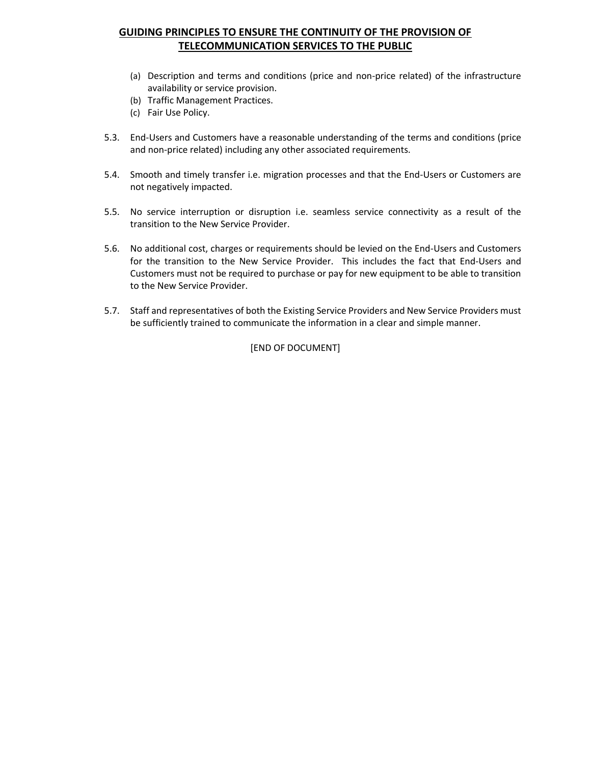(a) Description and terms and conditions (price and non-price related) of the infrastructure availability or service provision.
(b) Traffic Management Practices.
(c) Fair Use Policy.

5.3. End-Users and Customers have a reasonable understanding of the terms and conditions (price and non-price related) including any other associated requirements.

5.4. Smooth and timely transfer i.e. migration processes and that the End-Users or Customers are not negatively impacted.

5.5. No service interruption or disruption i.e. seamless service connectivity as a result of the transition to the New Service Provider.

5.6. No additional cost, charges or requirements should be levied on the End-Users and Customers for the transition to the New Service Provider. This includes the fact that End-Users and Customers must not be required to purchase or pay for new equipment to be able to transition to the New Service Provider.

5.7. Staff and representatives of both the Existing Service Providers and New Service Providers must be sufficiently trained to communicate the information in a clear and simple manner.

[END OF DOCUMENT]